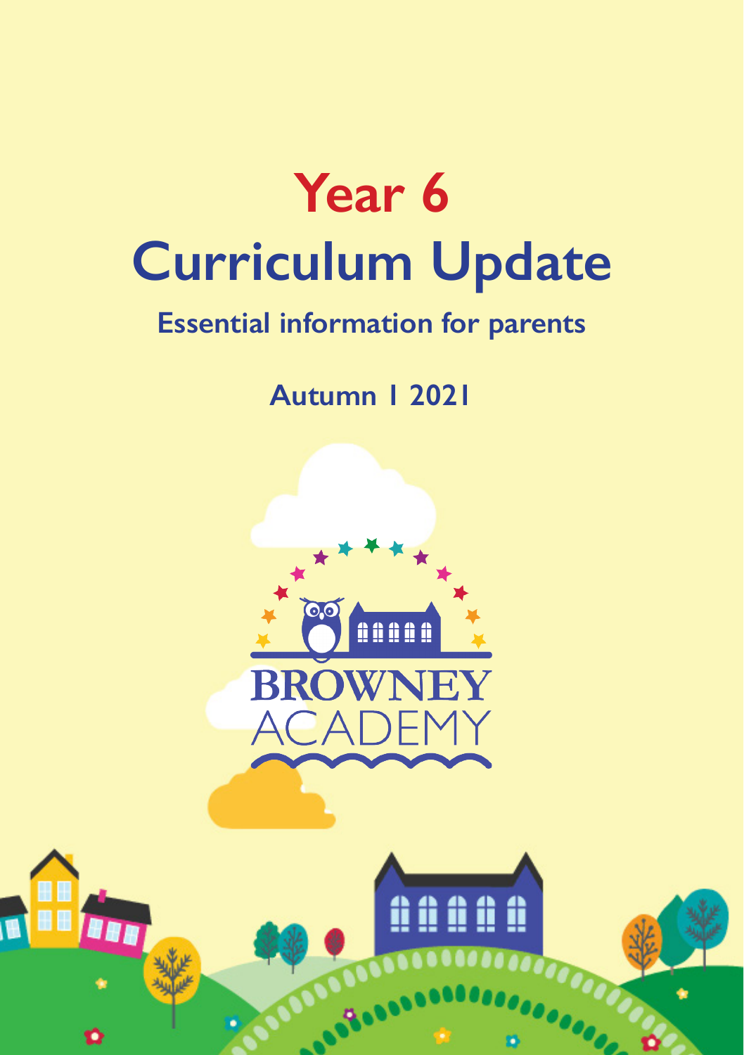# Year 6
# Curriculum Update

## Essential information for parents

### Autumn 1 2021

BROWNEY
ACADEMY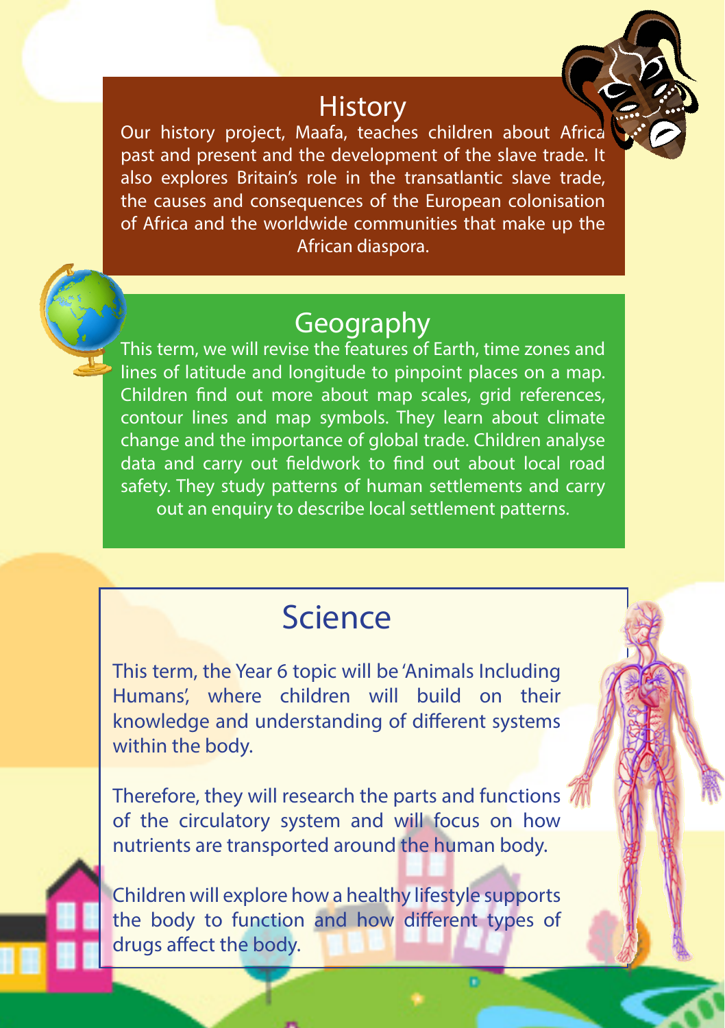## History

Our history project, Maafa, teaches children about Africa past and present and the development of the slave trade. It also explores Britain's role in the transatlantic slave trade, the causes and consequences of the European colonisation of Africa and the worldwide communities that make up the African diaspora.

## Geography

This term, we will revise the features of Earth, time zones and lines of latitude and longitude to pinpoint places on a map. Children find out more about map scales, grid references, contour lines and map symbols. They learn about climate change and the importance of global trade. Children analyse data and carry out fieldwork to find out about local road safety. They study patterns of human settlements and carry out an enquiry to describe local settlement patterns.

## Science

This term, the Year 6 topic will be 'Animals Including Humans', where children will build on their knowledge and understanding of different systems within the body.

Therefore, they will research the parts and functions of the circulatory system and will focus on how nutrients are transported around the human body.

Children will explore how a healthy lifestyle supports the body to function and how different types of drugs affect the body.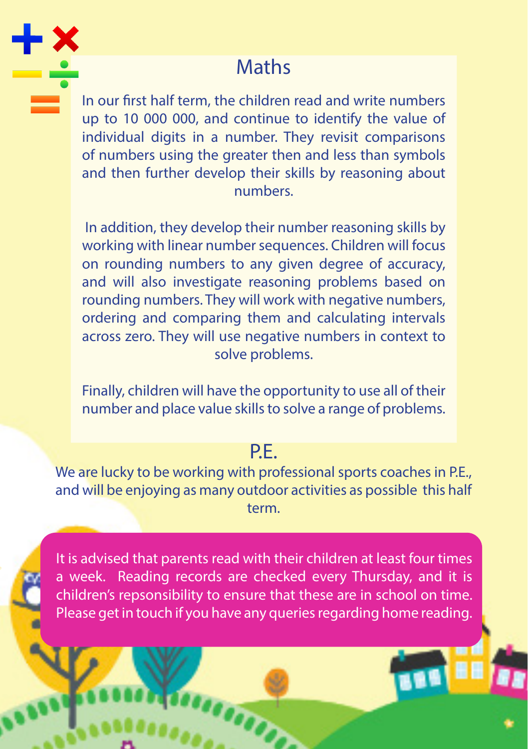## Maths

In our first half term, the children read and write numbers up to 10 000 000, and continue to identify the value of individual digits in a number. They revisit comparisons of numbers using the greater then and less than symbols and then further develop their skills by reasoning about numbers.

In addition, they develop their number reasoning skills by working with linear number sequences. Children will focus on rounding numbers to any given degree of accuracy, and will also investigate reasoning problems based on rounding numbers. They will work with negative numbers, ordering and comparing them and calculating intervals across zero. They will use negative numbers in context to solve problems.

Finally, children will have the opportunity to use all of their number and place value skills to solve a range of problems.

## P.E.

We are lucky to be working with professional sports coaches in P.E., and will be enjoying as many outdoor activities as possible this half term.

It is advised that parents read with their children at least four times a week. Reading records are checked every Thursday, and it is children's repsonsibility to ensure that these are in school on time. Please get in touch if you have any queries regarding home reading.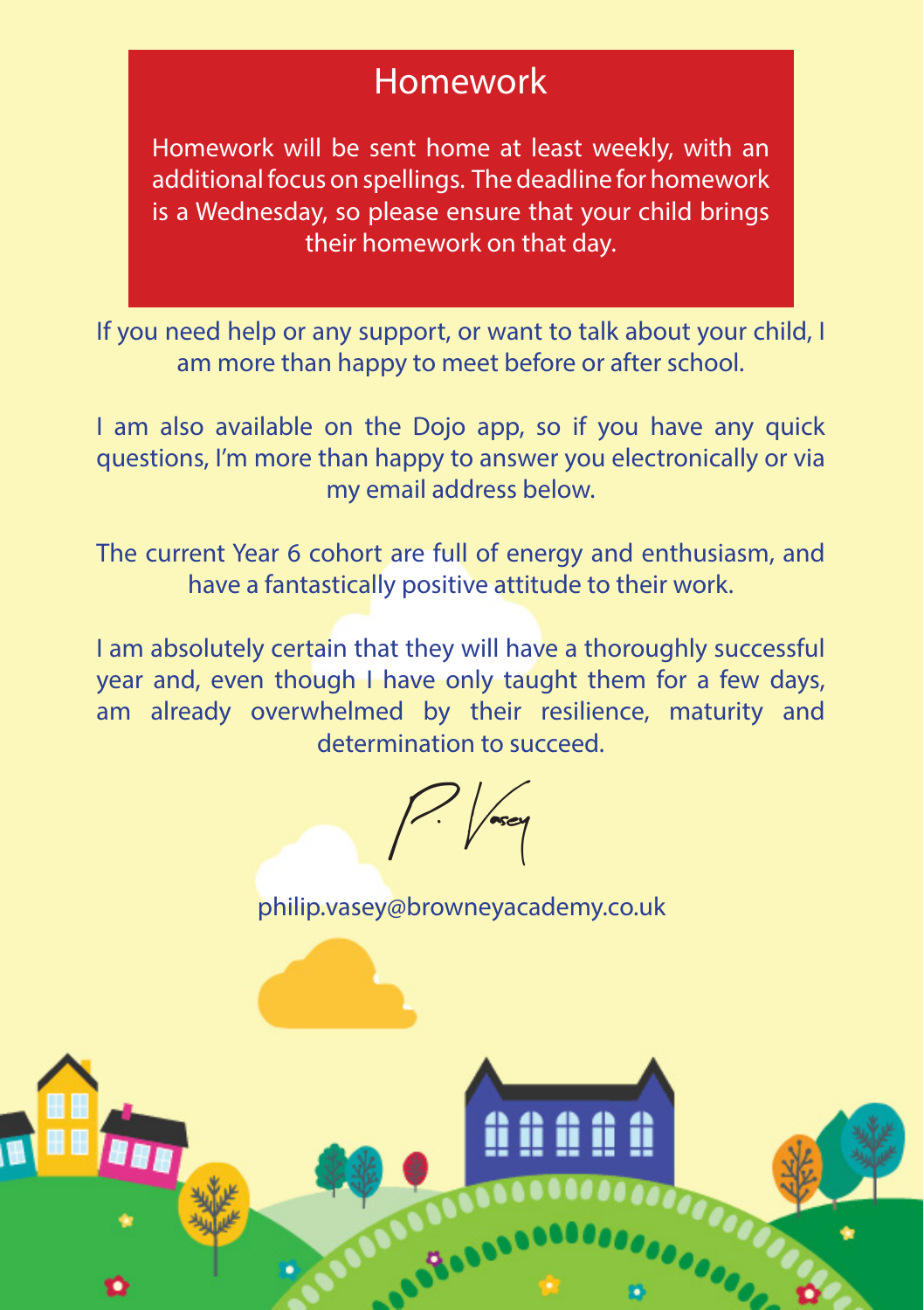## Homework

Homework will be sent home at least weekly, with an additional focus on spellings. The deadline for homework is a Wednesday, so please ensure that your child brings their homework on that day.

If you need help or any support, or want to talk about your child, I am more than happy to meet before or after school.

I am also available on the Dojo app, so if you have any quick questions, I'm more than happy to answer you electronically or via my email address below.

The current Year 6 cohort are full of energy and enthusiasm, and have a fantastically positive attitude to their work.

I am absolutely certain that they will have a thoroughly successful year and, even though I have only taught them for a few days, am already overwhelmed by their resilience, maturity and determination to succeed.

P. Vasey

philip.vasey@browneyacademy.co.uk